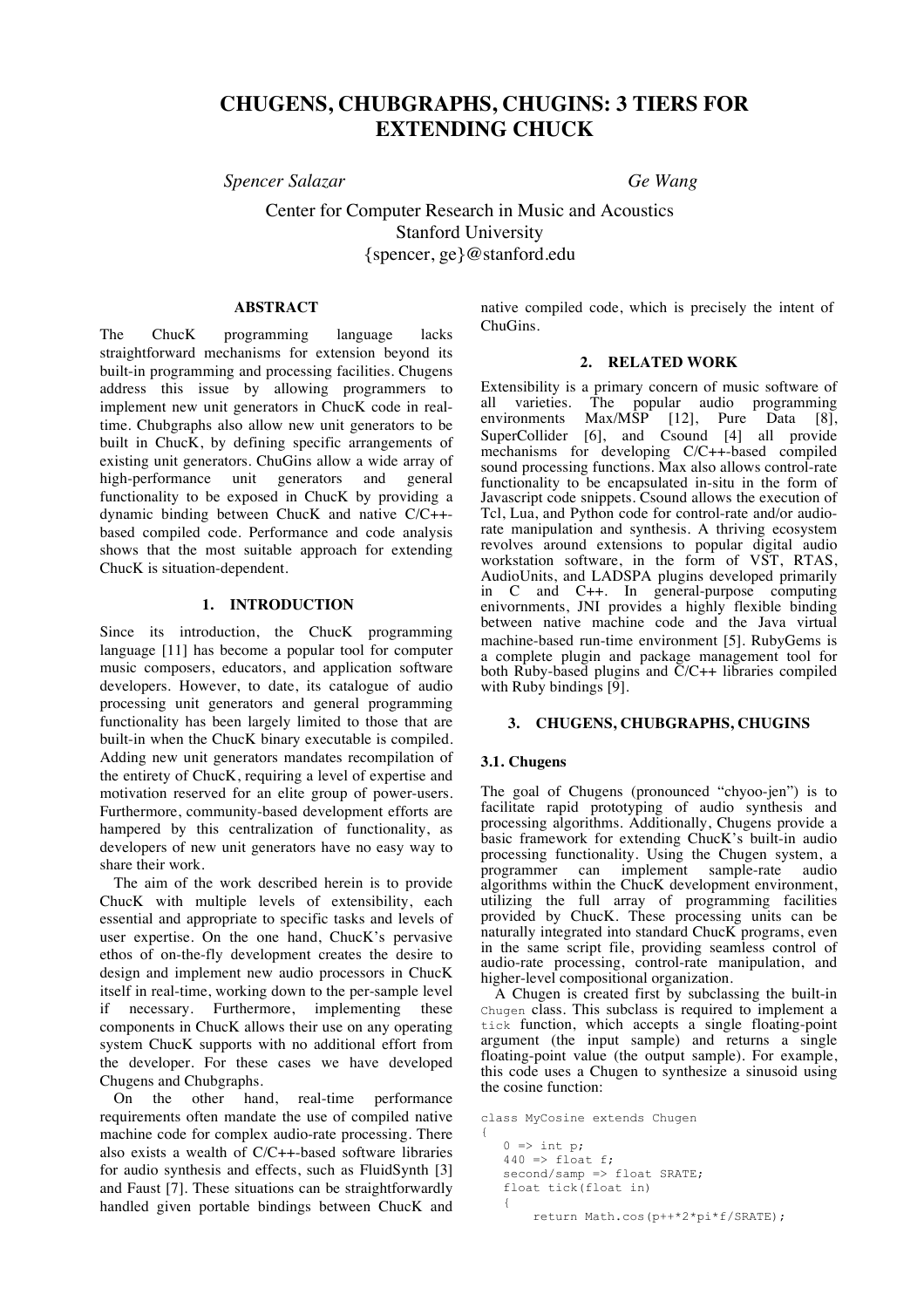# CHUGENS, CHUBGRAPHS, CHUGINS: 3 TIERS FOR EXTENDING CHUCK

*Spencer Salazar* *Ge Wang*

Center for Computer Research in Music and Acoustics
Stanford University
{spencer, ge}@stanford.edu

## ABSTRACT

The ChucK programming language lacks straightforward mechanisms for extension beyond its built-in programming and processing facilities. Chugens address this issue by allowing programmers to implement new unit generators in ChucK code in real-time. Chubgraphs also allow new unit generators to be built in ChucK, by defining specific arrangements of existing unit generators. ChuGins allow a wide array of high-performance unit generators and general functionality to be exposed in ChucK by providing a dynamic binding between ChucK and native C/C++-based compiled code. Performance and code analysis shows that the most suitable approach for extending ChucK is situation-dependent.

## 1. INTRODUCTION

Since its introduction, the ChucK programming language [11] has become a popular tool for computer music composers, educators, and application software developers. However, to date, its catalogue of audio processing unit generators and general programming functionality has been largely limited to those that are built-in when the ChucK binary executable is compiled. Adding new unit generators mandates recompilation of the entirety of ChucK, requiring a level of expertise and motivation reserved for an elite group of power-users. Furthermore, community-based development efforts are hampered by this centralization of functionality, as developers of new unit generators have no easy way to share their work.

The aim of the work described herein is to provide ChucK with multiple levels of extensibility, each essential and appropriate to specific tasks and levels of user expertise. On the one hand, ChucK's pervasive ethos of on-the-fly development creates the desire to design and implement new audio processors in ChucK itself in real-time, working down to the per-sample level if necessary. Furthermore, implementing these components in ChucK allows their use on any operating system ChucK supports with no additional effort from the developer. For these cases we have developed Chugens and Chubgraphs.

On the other hand, real-time performance requirements often mandate the use of compiled native machine code for complex audio-rate processing. There also exists a wealth of C/C++-based software libraries for audio synthesis and effects, such as FluidSynth [3] and Faust [7]. These situations can be straightforwardly handled given portable bindings between ChucK and native compiled code, which is precisely the intent of ChuGins.

## 2. RELATED WORK

Extensibility is a primary concern of music software of all varieties. The popular audio programming environments Max/MSP [12], Pure Data [8], SuperCollider [6], and Csound [4] all provide mechanisms for developing C/C++-based compiled sound processing functions. Max also allows control-rate functionality to be encapsulated in-situ in the form of Javascript code snippets. Csound allows the execution of Tcl, Lua, and Python code for control-rate and/or audio-rate manipulation and synthesis. A thriving ecosystem revolves around extensions to popular digital audio workstation software, in the form of VST, RTAS, AudioUnits, and LADSPA plugins developed primarily in C and C++. In general-purpose computing enivornments, JNI provides a highly flexible binding between native machine code and the Java virtual machine-based run-time environment [5]. RubyGems is a complete plugin and package management tool for both Ruby-based plugins and C/C++ libraries compiled with Ruby bindings [9].

## 3. CHUGENS, CHUBGRAPHS, CHUGINS

### 3.1. Chugens

The goal of Chugens (pronounced "chyoo-jen") is to facilitate rapid prototyping of audio synthesis and processing algorithms. Additionally, Chugens provide a basic framework for extending ChucK's built-in audio processing functionality. Using the Chugen system, a programmer can implement sample-rate audio algorithms within the ChucK development environment, utilizing the full array of programming facilities provided by ChucK. These processing units can be naturally integrated into standard ChucK programs, even in the same script file, providing seamless control of audio-rate processing, control-rate manipulation, and higher-level compositional organization.

A Chugen is created first by subclassing the built-in `Chugen` class. This subclass is required to implement a `tick` function, which accepts a single floating-point argument (the input sample) and returns a single floating-point value (the output sample). For example, this code uses a Chugen to synthesize a sinusoid using the cosine function:

```
class MyCosine extends Chugen
{
    0 => int p;
    440 => float f;
    second/samp => float SRATE;
    float tick(float in)
    {
        return Math.cos(p++*2*pi*f/SRATE);
```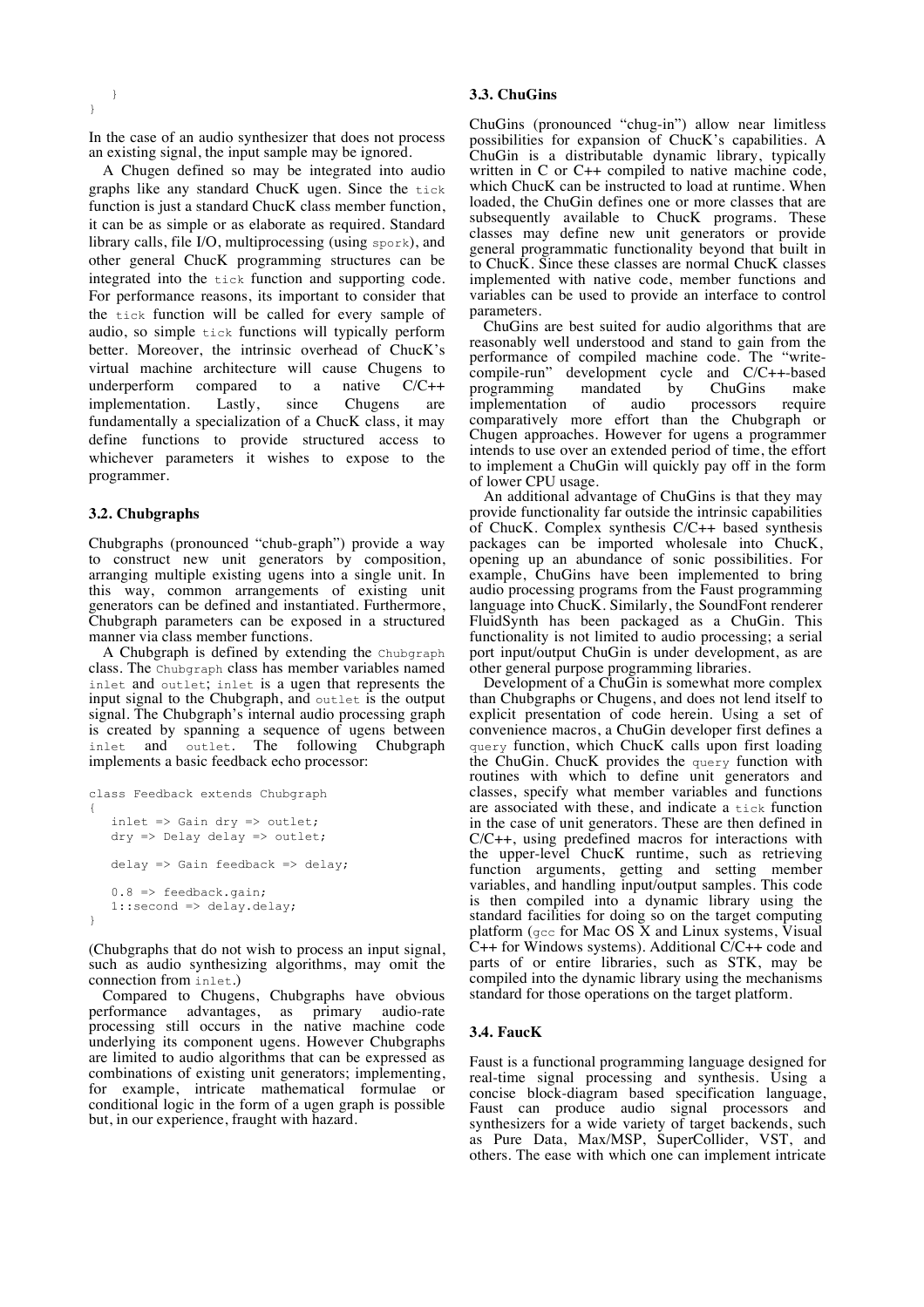```
    }
}
```

In the case of an audio synthesizer that does not process an existing signal, the input sample may be ignored.

A Chugen defined so may be integrated into audio graphs like any standard ChucK ugen. Since the `tick` function is just a standard ChucK class member function, it can be as simple or as elaborate as required. Standard library calls, file I/O, multiprocessing (using `spork`), and other general ChucK programming structures can be integrated into the `tick` function and supporting code. For performance reasons, its important to consider that the `tick` function will be called for every sample of audio, so simple `tick` functions will typically perform better. Moreover, the intrinsic overhead of ChucK's virtual machine architecture will cause Chugens to underperform compared to a native C/C++ implementation. Lastly, since Chugens are fundamentally a specialization of a ChucK class, it may define functions to provide structured access to whichever parameters it wishes to expose to the programmer.

### 3.2. Chubgraphs

Chubgraphs (pronounced "chub-graph") provide a way to construct new unit generators by composition, arranging multiple existing ugens into a single unit. In this way, common arrangements of existing unit generators can be defined and instantiated. Furthermore, Chubgraph parameters can be exposed in a structured manner via class member functions.

A Chubgraph is defined by extending the `Chubgraph` class. The `Chubgraph` class has member variables named `inlet` and `outlet`; `inlet` is a ugen that represents the input signal to the Chubgraph, and `outlet` is the output signal. The Chubgraph's internal audio processing graph is created by spanning a sequence of ugens between `inlet` and `outlet`. The following Chubgraph implements a basic feedback echo processor:

```
class Feedback extends Chubgraph
{
   inlet => Gain dry => outlet;
   dry => Delay delay => outlet;

   delay => Gain feedback => delay;

   0.8 => feedback.gain;
   1::second => delay.delay;
}
```

(Chubgraphs that do not wish to process an input signal, such as audio synthesizing algorithms, may omit the connection from `inlet`.)

Compared to Chugens, Chubgraphs have obvious performance advantages, as primary audio-rate processing still occurs in the native machine code underlying its component ugens. However Chubgraphs are limited to audio algorithms that can be expressed as combinations of existing unit generators; implementing, for example, intricate mathematical formulae or conditional logic in the form of a ugen graph is possible but, in our experience, fraught with hazard.

### 3.3. ChuGins

ChuGins (pronounced "chug-in") allow near limitless possibilities for expansion of ChucK's capabilities. A ChuGin is a distributable dynamic library, typically written in C or C++ compiled to native machine code, which ChucK can be instructed to load at runtime. When loaded, the ChuGin defines one or more classes that are subsequently available to ChucK programs. These classes may define new unit generators or provide general programmatic functionality beyond that built in to ChucK. Since these classes are normal ChucK classes implemented with native code, member functions and variables can be used to provide an interface to control parameters.

ChuGins are best suited for audio algorithms that are reasonably well understood and stand to gain from the performance of compiled machine code. The "write-compile-run" development cycle and C/C++-based programming mandated by ChuGins make implementation of audio processors require comparatively more effort than the Chubgraph or Chugen approaches. However for ugens a programmer intends to use over an extended period of time, the effort to implement a ChuGin will quickly pay off in the form of lower CPU usage.

An additional advantage of ChuGins is that they may provide functionality far outside the intrinsic capabilities of ChucK. Complex synthesis C/C++ based synthesis packages can be imported wholesale into ChucK, opening up an abundance of sonic possibilities. For example, ChuGins have been implemented to bring audio processing programs from the Faust programming language into ChucK. Similarly, the SoundFont renderer FluidSynth has been packaged as a ChuGin. This functionality is not limited to audio processing; a serial port input/output ChuGin is under development, as are other general purpose programming libraries.

Development of a ChuGin is somewhat more complex than Chubgraphs or Chugens, and does not lend itself to explicit presentation of code herein. Using a set of convenience macros, a ChuGin developer first defines a `query` function, which ChucK calls upon first loading the ChuGin. ChucK provides the `query` function with routines with which to define unit generators and classes, specify what member variables and functions are associated with these, and indicate a `tick` function in the case of unit generators. These are then defined in C/C++, using predefined macros for interactions with the upper-level ChucK runtime, such as retrieving function arguments, getting and setting member variables, and handling input/output samples. This code is then compiled into a dynamic library using the standard facilities for doing so on the target computing platform (`gcc` for Mac OS X and Linux systems, Visual C++ for Windows systems). Additional C/C++ code and parts of or entire libraries, such as STK, may be compiled into the dynamic library using the mechanisms standard for those operations on the target platform.

### 3.4. FaucK

Faust is a functional programming language designed for real-time signal processing and synthesis. Using a concise block-diagram based specification language, Faust can produce audio signal processors and synthesizers for a wide variety of target backends, such as Pure Data, Max/MSP, SuperCollider, VST, and others. The ease with which one can implement intricate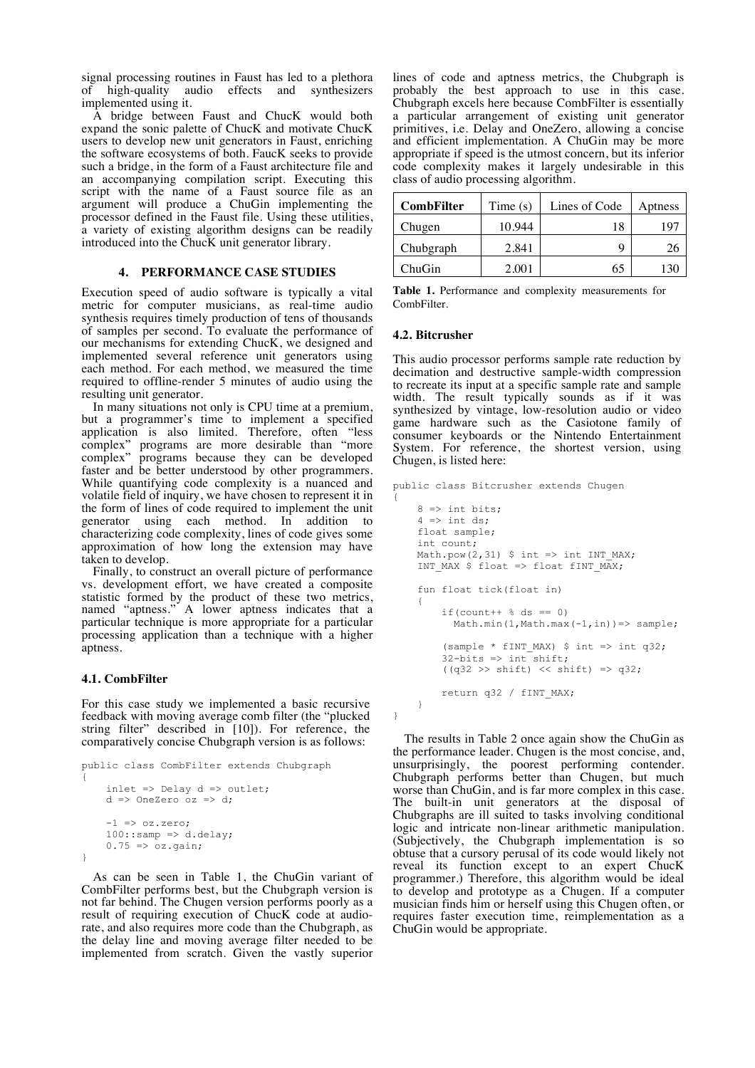signal processing routines in Faust has led to a plethora of high-quality audio effects and synthesizers implemented using it.

A bridge between Faust and ChucK would both expand the sonic palette of ChucK and motivate ChucK users to develop new unit generators in Faust, enriching the software ecosystems of both. FaucK seeks to provide such a bridge, in the form of a Faust architecture file and an accompanying compilation script. Executing this script with the name of a Faust source file as an argument will produce a ChuGin implementing the processor defined in the Faust file. Using these utilities, a variety of existing algorithm designs can be readily introduced into the ChucK unit generator library.

## 4. PERFORMANCE CASE STUDIES

Execution speed of audio software is typically a vital metric for computer musicians, as real-time audio synthesis requires timely production of tens of thousands of samples per second. To evaluate the performance of our mechanisms for extending ChucK, we designed and implemented several reference unit generators using each method. For each method, we measured the time required to offline-render 5 minutes of audio using the resulting unit generator.

In many situations not only is CPU time at a premium, but a programmer's time to implement a specified application is also limited. Therefore, often "less complex" programs are more desirable than "more complex" programs because they can be developed faster and be better understood by other programmers. While quantifying code complexity is a nuanced and volatile field of inquiry, we have chosen to represent it in the form of lines of code required to implement the unit generator using each method. In addition to characterizing code complexity, lines of code gives some approximation of how long the extension may have taken to develop.

Finally, to construct an overall picture of performance vs. development effort, we have created a composite statistic formed by the product of these two metrics, named "aptness." A lower aptness indicates that a particular technique is more appropriate for a particular processing application than a technique with a higher aptness.

### 4.1. CombFilter

For this case study we implemented a basic recursive feedback with moving average comb filter (the "plucked string filter" described in [10]). For reference, the comparatively concise Chubgraph version is as follows:

```
public class CombFilter extends Chubgraph
{
    inlet => Delay d => outlet;
    d => OneZero oz => d;

    -1 => oz.zero;
    100::samp => d.delay;
    0.75 => oz.gain;
}
```

As can be seen in Table 1, the ChuGin variant of CombFilter performs best, but the Chubgraph version is not far behind. The Chugen version performs poorly as a result of requiring execution of ChucK code at audio-rate, and also requires more code than the Chubgraph, as the delay line and moving average filter needed to be implemented from scratch. Given the vastly superior lines of code and aptness metrics, the Chubgraph is probably the best approach to use in this case. Chubgraph excels here because CombFilter is essentially a particular arrangement of existing unit generator primitives, i.e. Delay and OneZero, allowing a concise and efficient implementation. A ChuGin may be more appropriate if speed is the utmost concern, but its inferior code complexity makes it largely undesirable in this class of audio processing algorithm.

| **CombFilter** | Time (s) | Lines of Code | Aptness |
|---|---|---|---|
| Chugen | 10.944 | 18 | 197 |
| Chubgraph | 2.841 | 9 | 26 |
| ChuGin | 2.001 | 65 | 130 |

**Table 1.** Performance and complexity measurements for CombFilter.

### 4.2. Bitcrusher

This audio processor performs sample rate reduction by decimation and destructive sample-width compression to recreate its input at a specific sample rate and sample width. The result typically sounds as if it was synthesized by vintage, low-resolution audio or video game hardware such as the Casiotone family of consumer keyboards or the Nintendo Entertainment System. For reference, the shortest version, using Chugen, is listed here:

```
public class Bitcrusher extends Chugen
{
    8 => int bits;
    4 => int ds;
    float sample;
    int count;
    Math.pow(2,31) $ int => int INT_MAX;
    INT_MAX $ float => float fINT_MAX;

    fun float tick(float in)
    {
        if(count++ % ds == 0)
          Math.min(1,Math.max(-1,in))=> sample;

        (sample * fINT_MAX) $ int => int q32;
        32-bits => int shift;
        ((q32 >> shift) << shift) => q32;

        return q32 / fINT_MAX;
    }
}
```

The results in Table 2 once again show the ChuGin as the performance leader. Chugen is the most concise, and, unsurprisingly, the poorest performing contender. Chubgraph performs better than Chugen, but much worse than ChuGin, and is far more complex in this case. The built-in unit generators at the disposal of Chubgraphs are ill suited to tasks involving conditional logic and intricate non-linear arithmetic manipulation. (Subjectively, the Chubgraph implementation is so obtuse that a cursory perusal of its code would likely not reveal its function except to an expert ChucK programmer.) Therefore, this algorithm would be ideal to develop and prototype as a Chugen. If a computer musician finds him or herself using this Chugen often, or requires faster execution time, reimplementation as a ChuGin would be appropriate.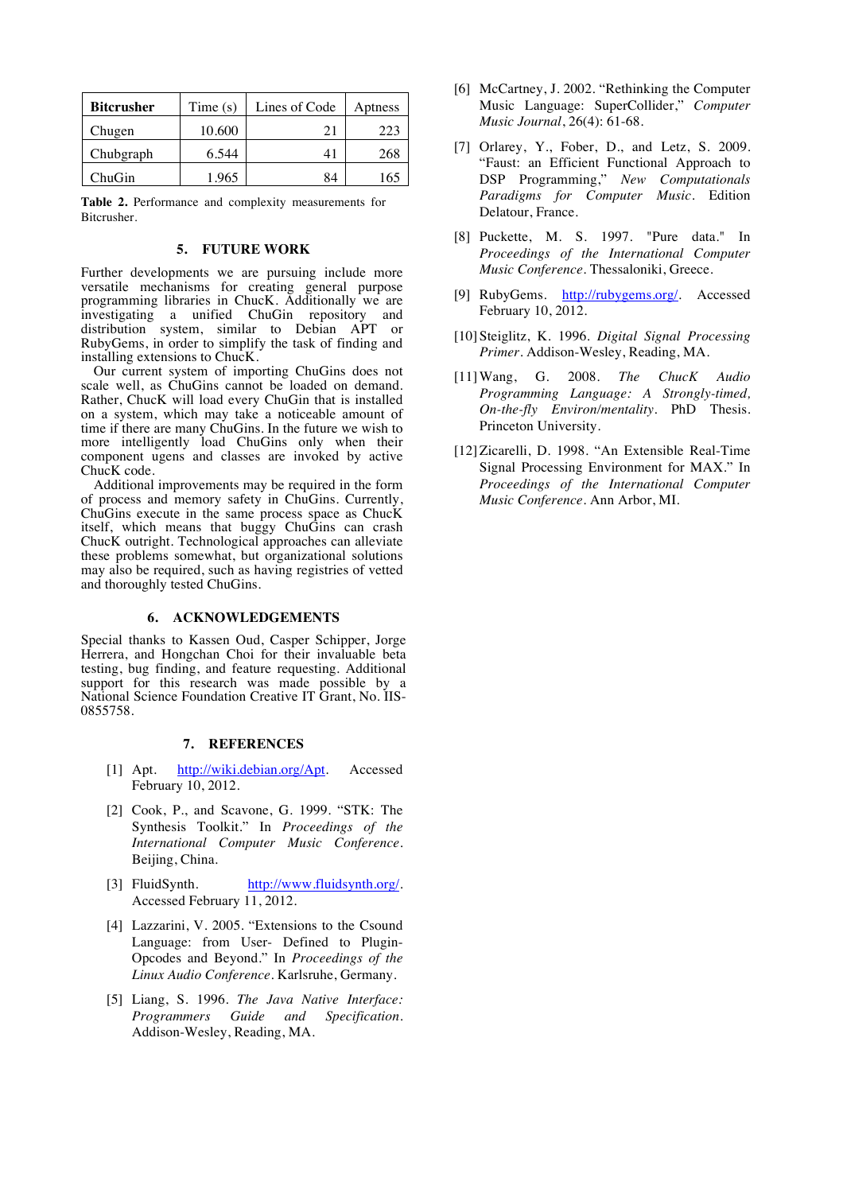| Bitcrusher | Time (s) | Lines of Code | Aptness |
|---|---|---|---|
| Chugen | 10.600 | 21 | 223 |
| Chubgraph | 6.544 | 41 | 268 |
| ChuGin | 1.965 | 84 | 165 |

**Table 2.** Performance and complexity measurements for Bitcrusher.

## 5. FUTURE WORK

Further developments we are pursuing include more versatile mechanisms for creating general purpose programming libraries in ChucK. Additionally we are investigating a unified ChuGin repository and distribution system, similar to Debian APT or RubyGems, in order to simplify the task of finding and installing extensions to ChucK.

Our current system of importing ChuGins does not scale well, as ChuGins cannot be loaded on demand. Rather, ChucK will load every ChuGin that is installed on a system, which may take a noticeable amount of time if there are many ChuGins. In the future we wish to more intelligently load ChuGins only when their component ugens and classes are invoked by active ChucK code.

Additional improvements may be required in the form of process and memory safety in ChuGins. Currently, ChuGins execute in the same process space as ChucK itself, which means that buggy ChuGins can crash ChucK outright. Technological approaches can alleviate these problems somewhat, but organizational solutions may also be required, such as having registries of vetted and thoroughly tested ChuGins.

## 6. ACKNOWLEDGEMENTS

Special thanks to Kassen Oud, Casper Schipper, Jorge Herrera, and Hongchan Choi for their invaluable beta testing, bug finding, and feature requesting. Additional support for this research was made possible by a National Science Foundation Creative IT Grant, No. IIS-0855758.

## 7. REFERENCES

[1] Apt. http://wiki.debian.org/Apt. Accessed February 10, 2012.

[2] Cook, P., and Scavone, G. 1999. “STK: The Synthesis Toolkit.” In *Proceedings of the International Computer Music Conference*. Beijing, China.

[3] FluidSynth. http://www.fluidsynth.org/. Accessed February 11, 2012.

[4] Lazzarini, V. 2005. “Extensions to the Csound Language: from User- Defined to Plugin-Opcodes and Beyond.” In *Proceedings of the Linux Audio Conference*. Karlsruhe, Germany.

[5] Liang, S. 1996. *The Java Native Interface: Programmers Guide and Specification*. Addison-Wesley, Reading, MA.

[6] McCartney, J. 2002. “Rethinking the Computer Music Language: SuperCollider,” *Computer Music Journal*, 26(4): 61-68.

[7] Orlarey, Y., Fober, D., and Letz, S. 2009. “Faust: an Efficient Functional Approach to DSP Programming,” *New Computationals Paradigms for Computer Music*. Edition Delatour, France.

[8] Puckette, M. S. 1997. "Pure data." In *Proceedings of the International Computer Music Conference*. Thessaloniki, Greece.

[9] RubyGems. http://rubygems.org/. Accessed February 10, 2012.

[10] Steiglitz, K. 1996. *Digital Signal Processing Primer*. Addison-Wesley, Reading, MA.

[11] Wang, G. 2008. *The ChucK Audio Programming Language: A Strongly-timed, On-the-fly Environ/mentality*. PhD Thesis. Princeton University.

[12] Zicarelli, D. 1998. “An Extensible Real-Time Signal Processing Environment for MAX.” In *Proceedings of the International Computer Music Conference*. Ann Arbor, MI.